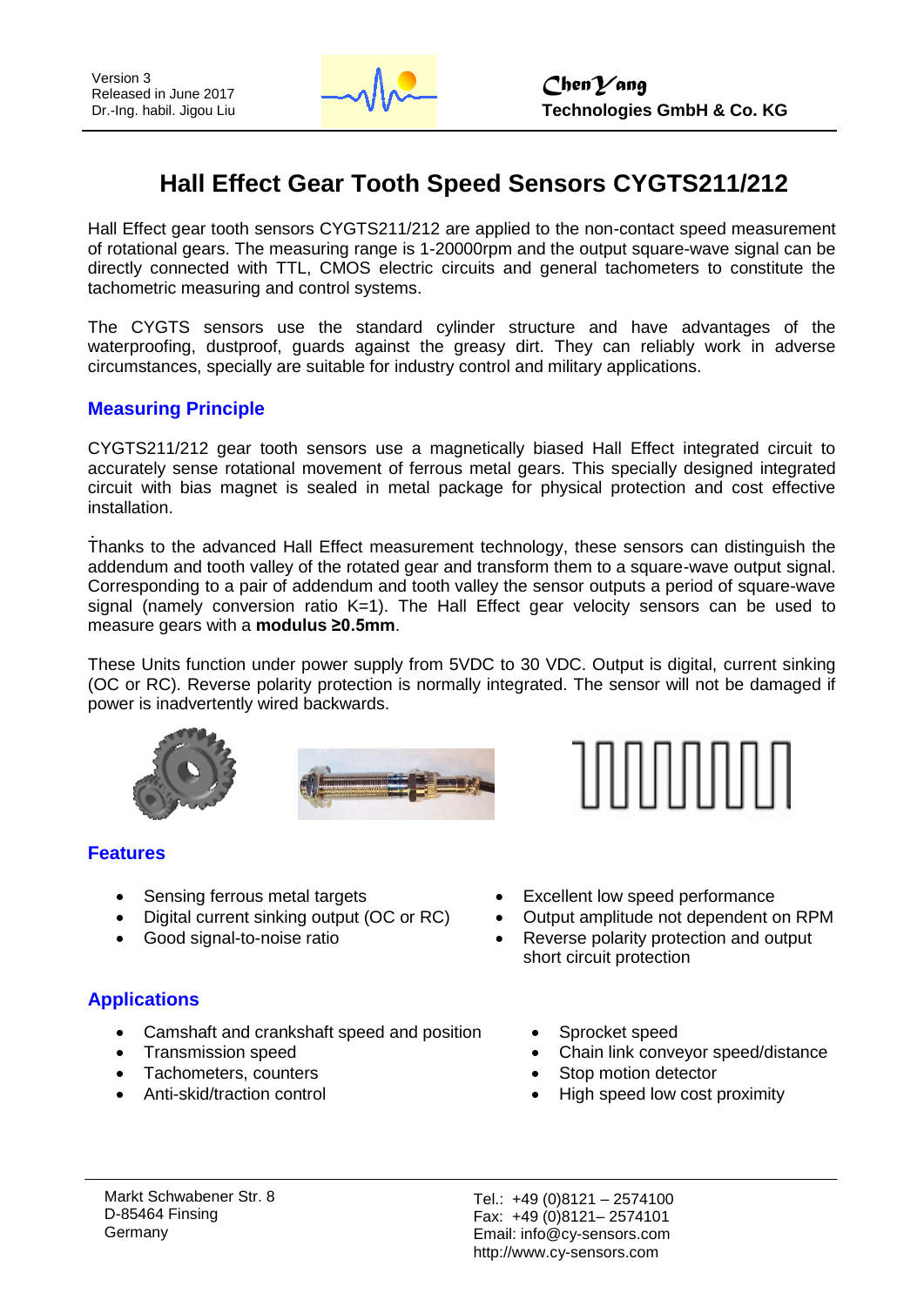# Hall Effect Gear Tooth Speed Sensors CYGTS211/212

Hall Effect gear tooth sensors CYGTS211/212 are applied to the non-contact speed measurement of rotational gears. The measuring range is 1-20000rpm and the output square-wave signal can be directly connected with TTL, CMOS electric circuits and general tachometers to constitute the tachometric measuring and control systems.

The CYGTS sensors use the standard cylinder structure and have advantages of the waterproofing, dustproof, guards against the greasy dirt. They can reliably work in adverse circumstances, specially are suitable for industry control and military applications.

## Measuring Principle

CYGTS211/212 gear tooth sensors use a magnetically biased Hall Effect integrated circuit to accurately sense rotational movement of ferrous metal gears. This specially designed integrated circuit with bias magnet is sealed in metal package for physical protection and cost effective installation.

Thanks to the advanced Hall Effect measurement technology, these sensors can distinguish the addendum and tooth valley of the rotated gear and transform them to a square-wave output signal. Corresponding to a pair of addendum and tooth valley the sensor outputs a period of square-wave signal (namely conversion ratio K=1). The Hall Effect gear velocity sensors can be used to measure gears with a **modulus ≥0.5mm**.

These Units function under power supply from 5VDC to 30 VDC. Output is digital, current sinking (OC or RC). Reverse polarity protection is normally integrated. The sensor will not be damaged if power is inadvertently wired backwards.

## Features

- Sensing ferrous metal targets
- Digital current sinking output (OC or RC)
- Good signal-to-noise ratio
- Excellent low speed performance
- Output amplitude not dependent on RPM
- Reverse polarity protection and output short circuit protection

## Applications

- Camshaft and crankshaft speed and position
- Transmission speed
- Tachometers, counters
- Anti-skid/traction control
- Sprocket speed
- Chain link conveyor speed/distance
- Stop motion detector
- High speed low cost proximity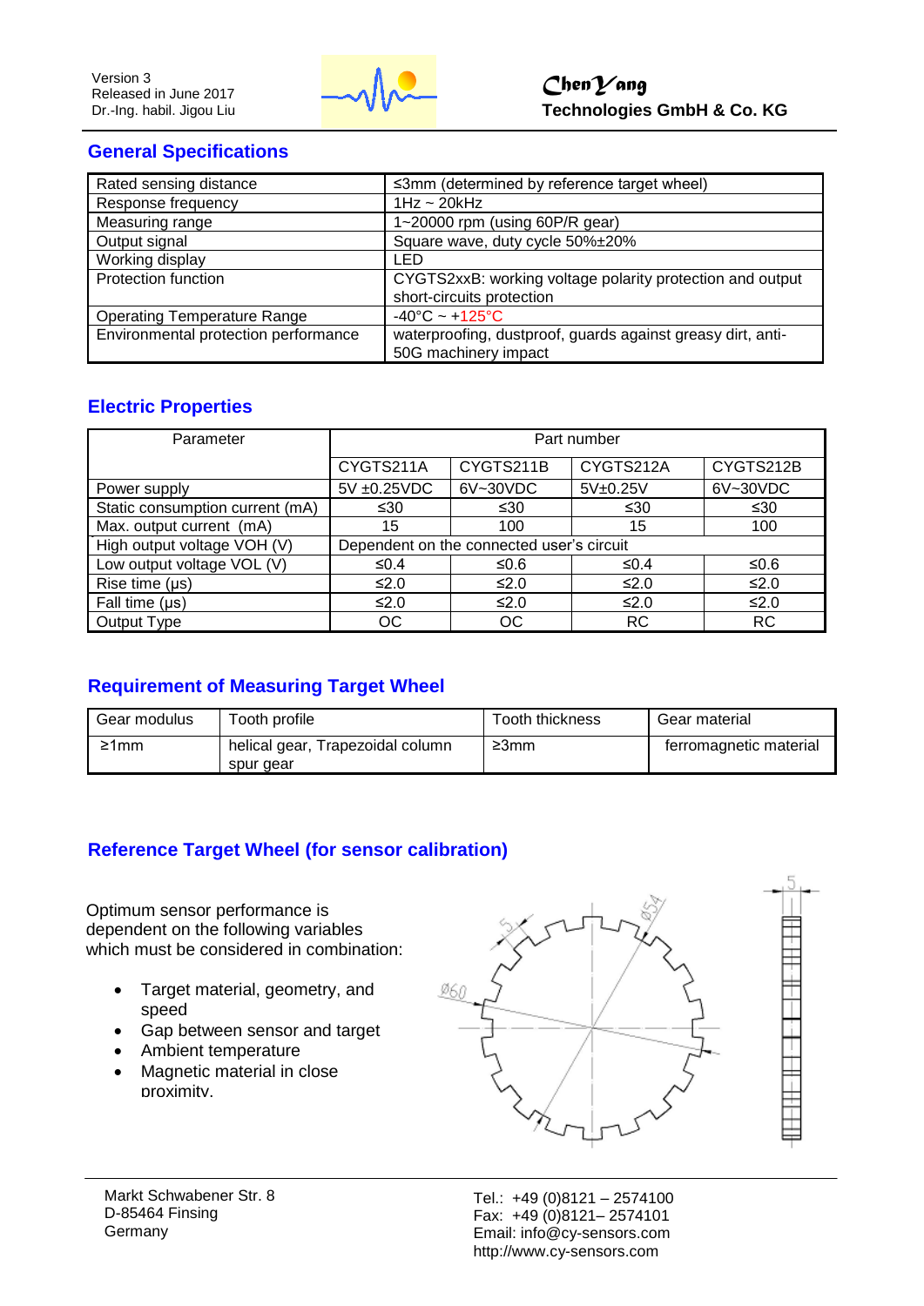## General Specifications

| | |
|---|---|
| Rated sensing distance | ≤3mm (determined by reference target wheel) |
| Response frequency | 1Hz ~ 20kHz |
| Measuring range | 1~20000 rpm (using 60P/R gear) |
| Output signal | Square wave, duty cycle 50%±20% |
| Working display | LED |
| Protection function | CYGTS2xxB: working voltage polarity protection and output short-circuits protection |
| Operating Temperature Range | -40°C ~ +125°C |
| Environmental protection performance | waterproofing, dustproof, guards against greasy dirt, anti-50G machinery impact |

## Electric Properties

| Parameter | Part number | | | |
|---|---|---|---|---|
| | CYGTS211A | CYGTS211B | CYGTS212A | CYGTS212B |
| Power supply | 5V ±0.25VDC | 6V~30VDC | 5V±0.25V | 6V~30VDC |
| Static consumption current (mA) | ≤30 | ≤30 | ≤30 | ≤30 |
| Max. output current (mA) | 15 | 100 | 15 | 100 |
| High output voltage VOH (V) | Dependent on the connected user's circuit | | | |
| Low output voltage VOL (V) | ≤0.4 | ≤0.6 | ≤0.4 | ≤0.6 |
| Rise time (μs) | ≤2.0 | ≤2.0 | ≤2.0 | ≤2.0 |
| Fall time (μs) | ≤2.0 | ≤2.0 | ≤2.0 | ≤2.0 |
| Output Type | OC | OC | RC | RC |

## Requirement of Measuring Target Wheel

| Gear modulus | Tooth profile | Tooth thickness | Gear material |
|---|---|---|---|
| ≥1mm | helical gear, Trapezoidal column spur gear | ≥3mm | ferromagnetic material |

## Reference Target Wheel (for sensor calibration)

Optimum sensor performance is dependent on the following variables which must be considered in combination:

- Target material, geometry, and speed
- Gap between sensor and target
- Ambient temperature
- Magnetic material in close proximity.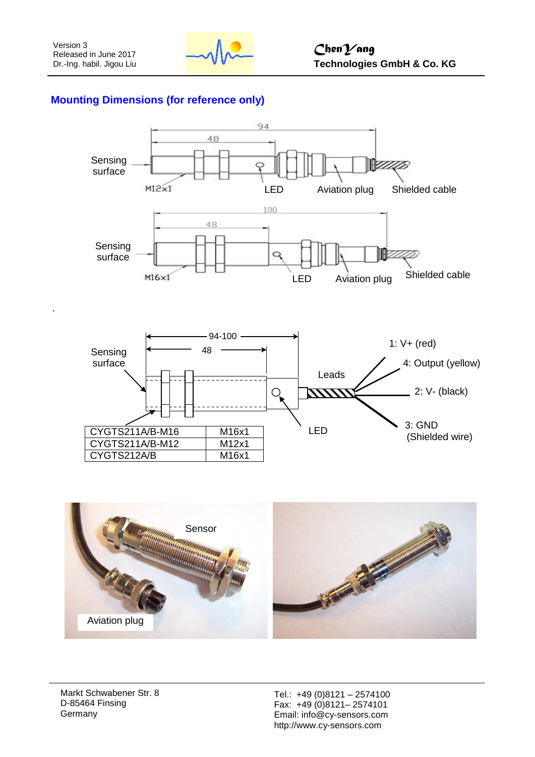## Mounting Dimensions (for reference only)

Sensing surface

94

48

M12x1

LED

Aviation plug

Shielded cable

Sensing surface

100

48

M16x1

LED

Aviation plug

Shielded cable

.

Sensing surface

94-100

48

Leads

LED

1: V+ (red)

4: Output (yellow)

2: V- (black)

3: GND (Shielded wire)

| CYGTS211A/B-M16 | M16x1 |
|---|---|
| CYGTS211A/B-M12 | M12x1 |
| CYGTS212A/B | M16x1 |

Sensor

Aviation plug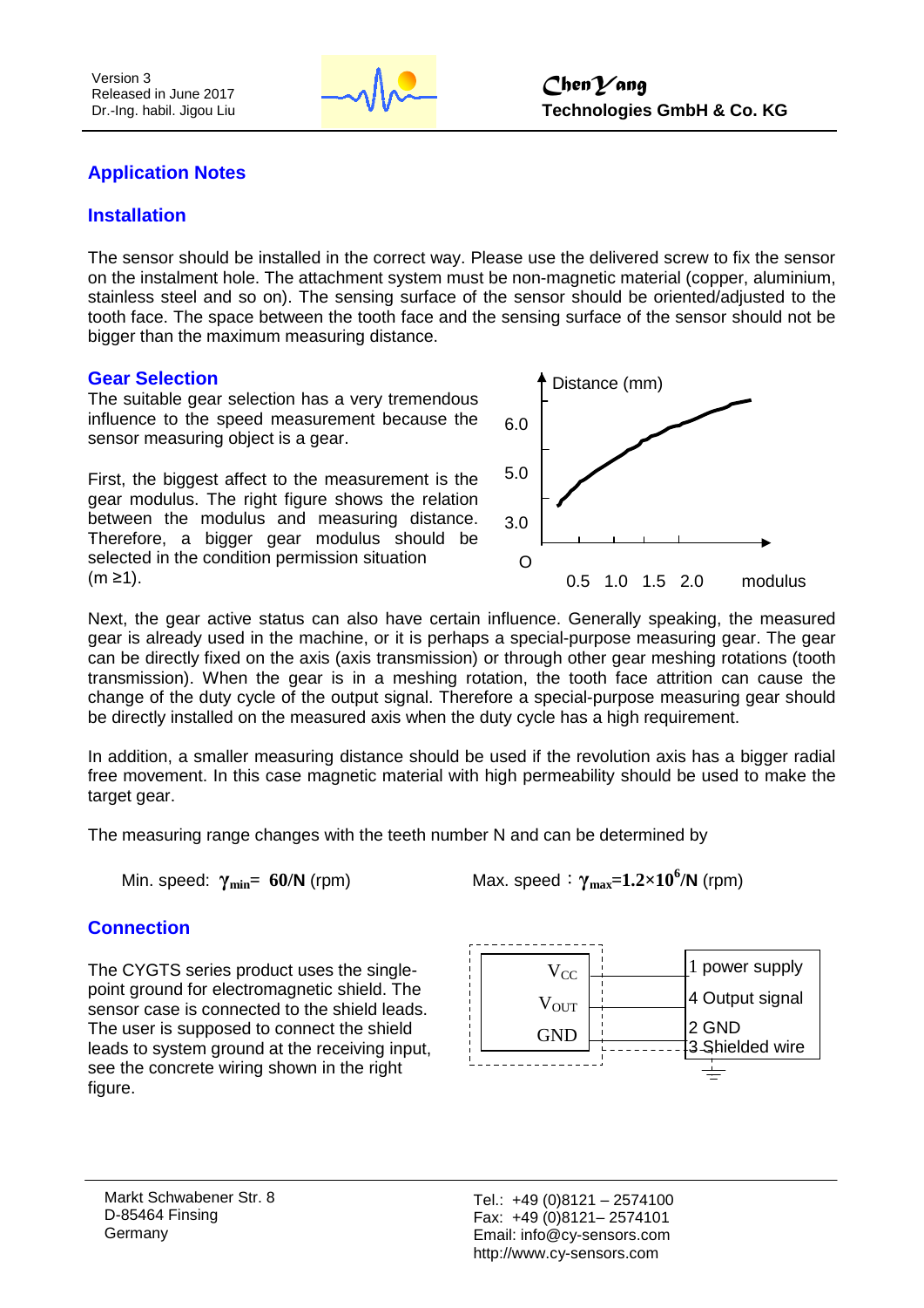## Application Notes

### Installation

The sensor should be installed in the correct way. Please use the delivered screw to fix the sensor on the instalment hole. The attachment system must be non-magnetic material (copper, aluminium, stainless steel and so on). The sensing surface of the sensor should be oriented/adjusted to the tooth face. The space between the tooth face and the sensing surface of the sensor should not be bigger than the maximum measuring distance.

### Gear Selection

The suitable gear selection has a very tremendous influence to the speed measurement because the sensor measuring object is a gear.

First, the biggest affect to the measurement is the gear modulus. The right figure shows the relation between the modulus and measuring distance. Therefore, a bigger gear modulus should be selected in the condition permission situation (m ≥1).

Next, the gear active status can also have certain influence. Generally speaking, the measured gear is already used in the machine, or it is perhaps a special-purpose measuring gear. The gear can be directly fixed on the axis (axis transmission) or through other gear meshing rotations (tooth transmission). When the gear is in a meshing rotation, the tooth face attrition can cause the change of the duty cycle of the output signal. Therefore a special-purpose measuring gear should be directly installed on the measured axis when the duty cycle has a high requirement.

In addition, a smaller measuring distance should be used if the revolution axis has a bigger radial free movement. In this case magnetic material with high permeability should be used to make the target gear.

The measuring range changes with the teeth number N and can be determined by

Min. speed: $\gamma_{min} = 60/N$ (rpm)     Max. speed：$\gamma_{max} = 1.2 \times 10^6/N$ (rpm)

### Connection

The CYGTS series product uses the single-point ground for electromagnetic shield. The sensor case is connected to the shield leads. The user is supposed to connect the shield leads to system ground at the receiving input, see the concrete wiring shown in the right figure.

| Sensor | Wire |
|---|---|
| $V_{CC}$ | 1 power supply |
| $V_{OUT}$ | 4 Output signal |
| GND | 2 GND |
| (shield) | 3 Shielded wire |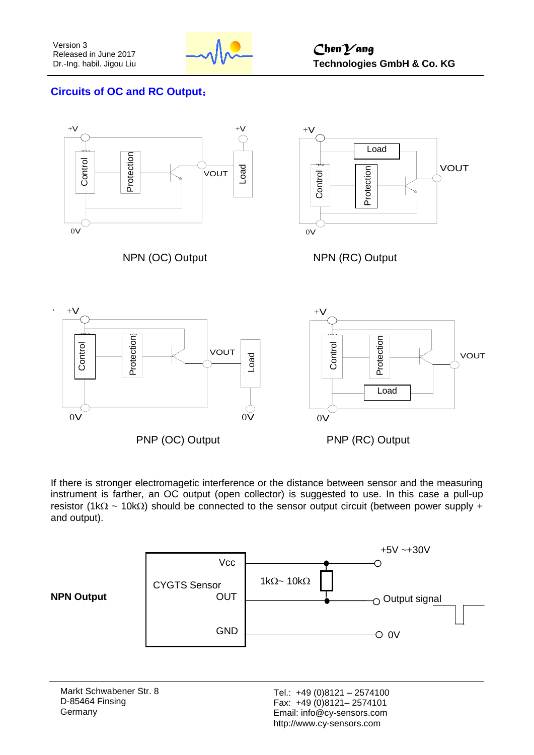## Circuits of OC and RC Output:

NPN (OC) Output

NPN (RC) Output

PNP (OC) Output

PNP (RC) Output

If there is stronger electromagetic interference or the distance between sensor and the measuring instrument is farther, an OC output (open collector) is suggested to use. In this case a pull-up resistor (1kΩ ~ 10kΩ) should be connected to the sensor output circuit (between power supply + and output).

**NPN Output**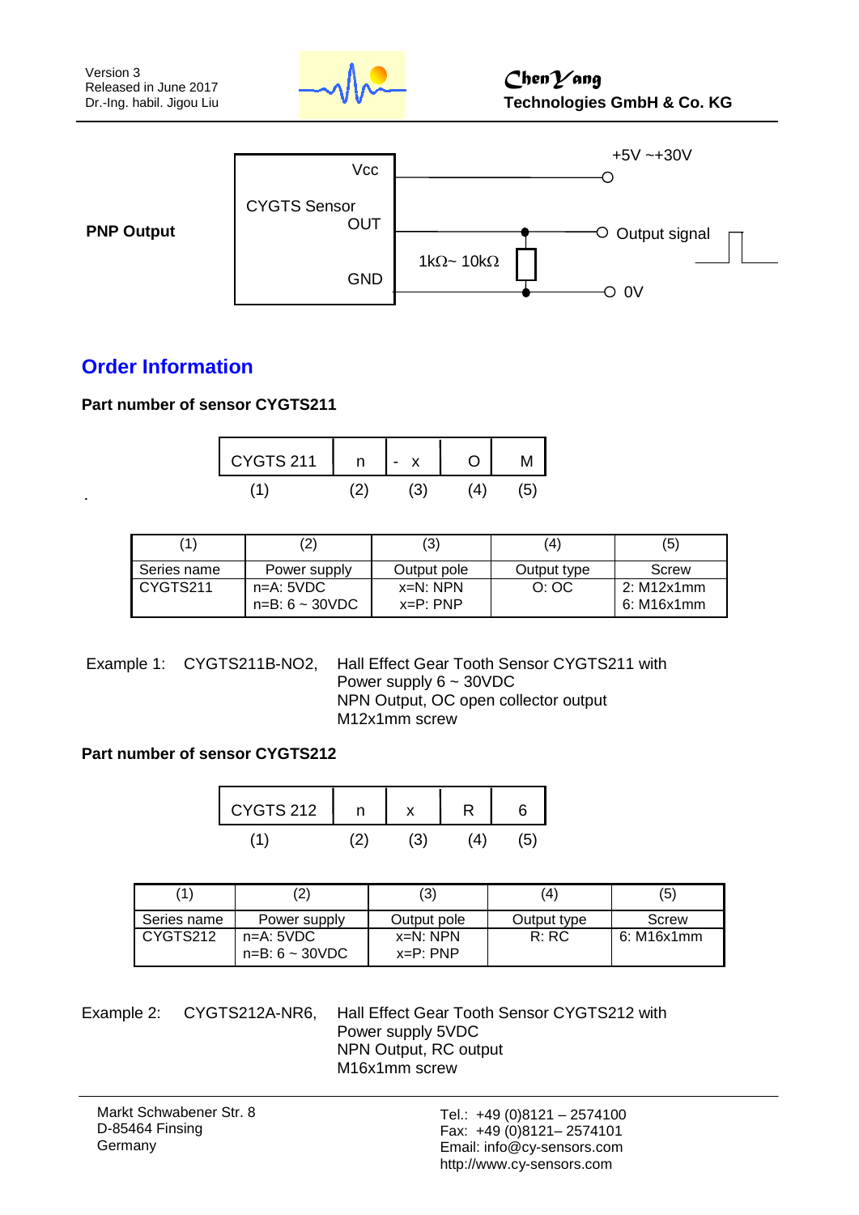**PNP Output**

Vcc

CYGTS Sensor

OUT

GND

+5V ~+30V

Output signal

1kΩ~ 10kΩ

0V

## Order Information

### Part number of sensor CYGTS211

| CYGTS 211 | n | - x | O | M |
|---|---|---|---|---|
| (1) | (2) | (3) | (4) | (5) |

| (1) | (2) | (3) | (4) | (5) |
|---|---|---|---|---|
| Series name | Power supply | Output pole | Output type | Screw |
| CYGTS211 | n=A: 5VDC<br>n=B: 6 ~ 30VDC | x=N: NPN<br>x=P: PNP | O: OC | 2: M12x1mm<br>6: M16x1mm |

Example 1: CYGTS211B-NO2, Hall Effect Gear Tooth Sensor CYGTS211 with Power supply 6 ~ 30VDC
NPN Output, OC open collector output
M12x1mm screw

### Part number of sensor CYGTS212

| CYGTS 212 | n | x | R | 6 |
|---|---|---|---|---|
| (1) | (2) | (3) | (4) | (5) |

| (1) | (2) | (3) | (4) | (5) |
|---|---|---|---|---|
| Series name | Power supply | Output pole | Output type | Screw |
| CYGTS212 | n=A: 5VDC<br>n=B: 6 ~ 30VDC | x=N: NPN<br>x=P: PNP | R: RC | 6: M16x1mm |

Example 2: CYGTS212A-NR6, Hall Effect Gear Tooth Sensor CYGTS212 with Power supply 5VDC
NPN Output, RC output
M16x1mm screw